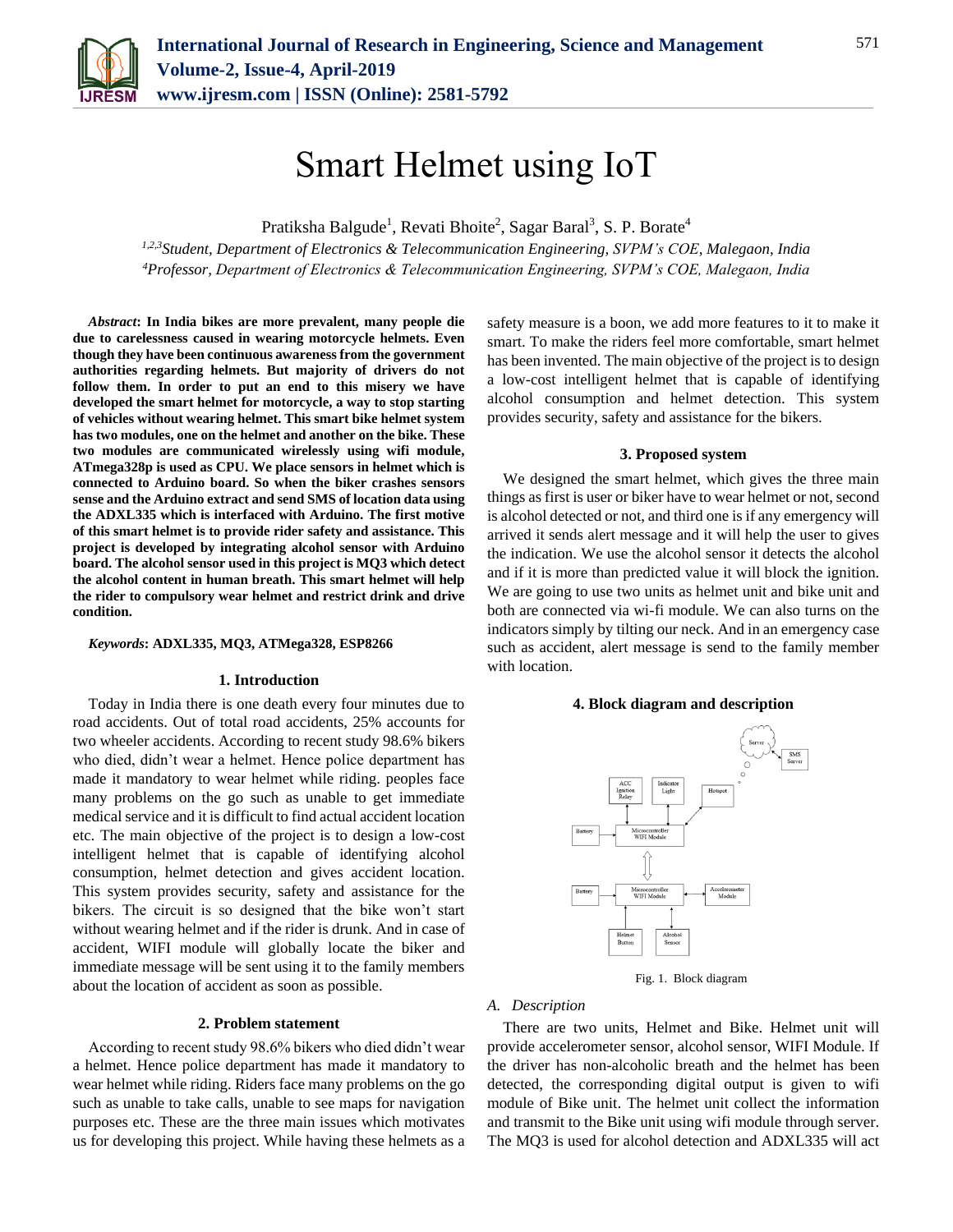# Smart Helmet using IoT

Pratiksha Balgude[1], Revati Bhoite[2], Sagar Baral[3], S. P. Borate[4]

[1,2,3]*Student, Department of Electronics & Telecommunication Engineering, SVPM's COE, Malegaon, India*
[4]*Professor, Department of Electronics & Telecommunication Engineering, SVPM's COE, Malegaon, India*

***Abstract*: In India bikes are more prevalent, many people die due to carelessness caused in wearing motorcycle helmets. Even though they have been continuous awareness from the government authorities regarding helmets. But majority of drivers do not follow them. In order to put an end to this misery we have developed the smart helmet for motorcycle, a way to stop starting of vehicles without wearing helmet. This smart bike helmet system has two modules, one on the helmet and another on the bike. These two modules are communicated wirelessly using wifi module, ATmega328p is used as CPU. We place sensors in helmet which is connected to Arduino board. So when the biker crashes sensors sense and the Arduino extract and send SMS of location data using the ADXL335 which is interfaced with Arduino. The first motive of this smart helmet is to provide rider safety and assistance. This project is developed by integrating alcohol sensor with Arduino board. The alcohol sensor used in this project is MQ3 which detect the alcohol content in human breath. This smart helmet will help the rider to compulsory wear helmet and restrict drink and drive condition.**

***Keywords*: ADXL335, MQ3, ATMega328, ESP8266**

## 1. Introduction

Today in India there is one death every four minutes due to road accidents. Out of total road accidents, 25% accounts for two wheeler accidents. According to recent study 98.6% bikers who died, didn't wear a helmet. Hence police department has made it mandatory to wear helmet while riding. peoples face many problems on the go such as unable to get immediate medical service and it is difficult to find actual accident location etc. The main objective of the project is to design a low-cost intelligent helmet that is capable of identifying alcohol consumption, helmet detection and gives accident location. This system provides security, safety and assistance for the bikers. The circuit is so designed that the bike won't start without wearing helmet and if the rider is drunk. And in case of accident, WIFI module will globally locate the biker and immediate message will be sent using it to the family members about the location of accident as soon as possible.

## 2. Problem statement

According to recent study 98.6% bikers who died didn't wear a helmet. Hence police department has made it mandatory to wear helmet while riding. Riders face many problems on the go such as unable to take calls, unable to see maps for navigation purposes etc. These are the three main issues which motivates us for developing this project. While having these helmets as a safety measure is a boon, we add more features to it to make it smart. To make the riders feel more comfortable, smart helmet has been invented. The main objective of the project is to design a low-cost intelligent helmet that is capable of identifying alcohol consumption and helmet detection. This system provides security, safety and assistance for the bikers.

## 3. Proposed system

We designed the smart helmet, which gives the three main things as first is user or biker have to wear helmet or not, second is alcohol detected or not, and third one is if any emergency will arrived it sends alert message and it will help the user to gives the indication. We use the alcohol sensor it detects the alcohol and if it is more than predicted value it will block the ignition. We are going to use two units as helmet unit and bike unit and both are connected via wi-fi module. We can also turns on the indicators simply by tilting our neck. And in an emergency case such as accident, alert message is send to the family member with location.

## 4. Block diagram and description

Fig. 1. Block diagram

### A. Description

There are two units, Helmet and Bike. Helmet unit will provide accelerometer sensor, alcohol sensor, WIFI Module. If the driver has non-alcoholic breath and the helmet has been detected, the corresponding digital output is given to wifi module of Bike unit. The helmet unit collect the information and transmit to the Bike unit using wifi module through server. The MQ3 is used for alcohol detection and ADXL335 will act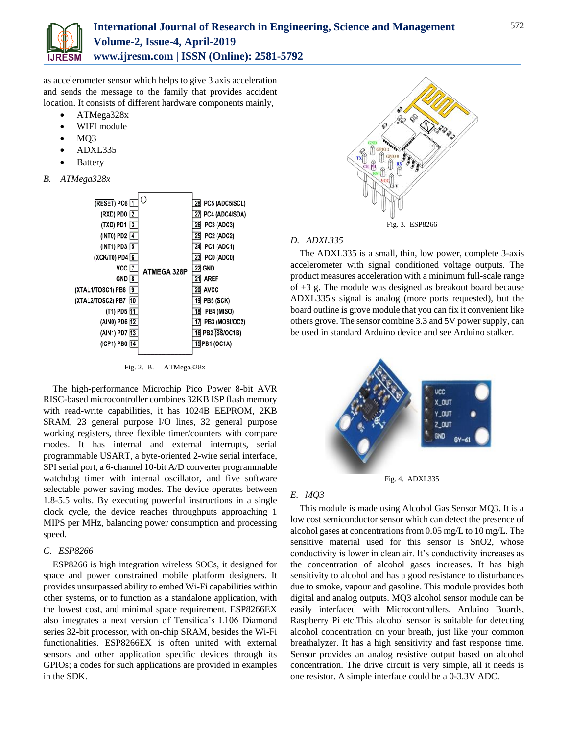as accelerometer sensor which helps to give 3 axis acceleration and sends the message to the family that provides accident location. It consists of different hardware components mainly,

- ATMega328x
- WIFI module
- MQ3
- ADXL335
- Battery

### B. ATMega328x

Fig. 2. B. ATMega328x

The high-performance Microchip Pico Power 8-bit AVR RISC-based microcontroller combines 32KB ISP flash memory with read-write capabilities, it has 1024B EEPROM, 2KB SRAM, 23 general purpose I/O lines, 32 general purpose working registers, three flexible timer/counters with compare modes. It has internal and external interrupts, serial programmable USART, a byte-oriented 2-wire serial interface, SPI serial port, a 6-channel 10-bit A/D converter programmable watchdog timer with internal oscillator, and five software selectable power saving modes. The device operates between 1.8-5.5 volts. By executing powerful instructions in a single clock cycle, the device reaches throughputs approaching 1 MIPS per MHz, balancing power consumption and processing speed.

### C. ESP8266

ESP8266 is high integration wireless SOCs, it designed for space and power constrained mobile platform designers. It provides unsurpassed ability to embed Wi-Fi capabilities within other systems, or to function as a standalone application, with the lowest cost, and minimal space requirement. ESP8266EX also integrates a next version of Tensilica's L106 Diamond series 32-bit processor, with on-chip SRAM, besides the Wi-Fi functionalities. ESP8266EX is often united with external sensors and other application specific devices through its GPIOs; a codes for such applications are provided in examples in the SDK.

Fig. 3. ESP8266

### D. ADXL335

The ADXL335 is a small, thin, low power, complete 3-axis accelerometer with signal conditioned voltage outputs. The product measures acceleration with a minimum full-scale range of ±3 g. The module was designed as breakout board because ADXL335's signal is analog (more ports requested), but the board outline is grove module that you can fix it convenient like others grove. The sensor combine 3.3 and 5V power supply, can be used in standard Arduino device and see Arduino stalker.

Fig. 4. ADXL335

### E. MQ3

This module is made using Alcohol Gas Sensor MQ3. It is a low cost semiconductor sensor which can detect the presence of alcohol gases at concentrations from 0.05 mg/L to 10 mg/L. The sensitive material used for this sensor is $SnO_2$, whose conductivity is lower in clean air. It's conductivity increases as the concentration of alcohol gases increases. It has high sensitivity to alcohol and has a good resistance to disturbances due to smoke, vapour and gasoline. This module provides both digital and analog outputs. MQ3 alcohol sensor module can be easily interfaced with Microcontrollers, Arduino Boards, Raspberry Pi etc.This alcohol sensor is suitable for detecting alcohol concentration on your breath, just like your common breathalyzer. It has a high sensitivity and fast response time. Sensor provides an analog resistive output based on alcohol concentration. The drive circuit is very simple, all it needs is one resistor. A simple interface could be a 0-3.3V ADC.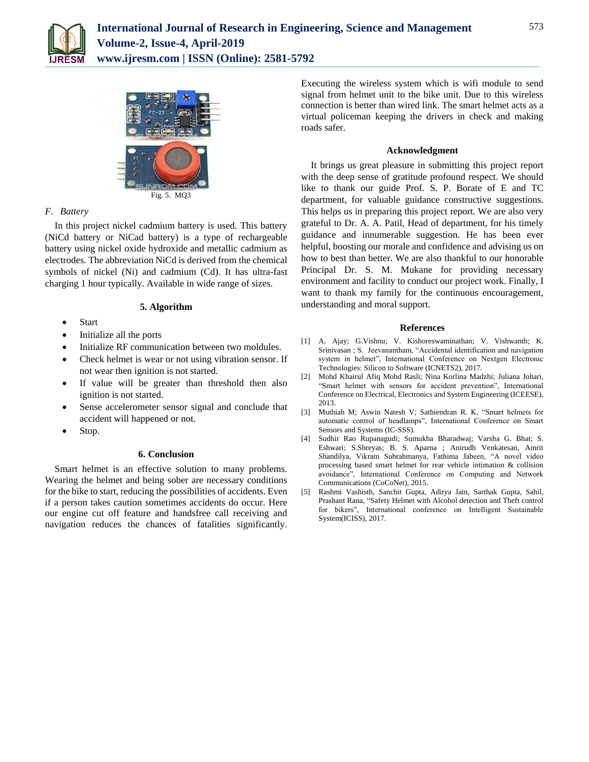Fig. 5. MQ3

### *F. Battery*

In this project nickel cadmium battery is used. This battery (NiCd battery or NiCad battery) is a type of rechargeable battery using nickel oxide hydroxide and metallic cadmium as electrodes. The abbreviation NiCd is derived from the chemical symbols of nickel (Ni) and cadmium (Cd). It has ultra-fast charging 1 hour typically. Available in wide range of sizes.

## 5. Algorithm

- Start
- Initialize all the ports
- Initialize RF communication between two moldules.
- Check helmet is wear or not using vibration sensor. If not wear then ignition is not started.
- If value will be greater than threshold then also ignition is not started.
- Sense accelerometer sensor signal and conclude that accident will happened or not.
- Stop.

## 6. Conclusion

Smart helmet is an effective solution to many problems. Wearing the helmet and being sober are necessary conditions for the bike to start, reducing the possibilities of accidents. Even if a person takes caution sometimes accidents do occur. Here our engine cut off feature and handsfree call receiving and navigation reduces the chances of fatalities significantly. Executing the wireless system which is wifi module to send signal from helmet unit to the bike unit. Due to this wireless connection is better than wired link. The smart helmet acts as a virtual policeman keeping the drivers in check and making roads safer.

## Acknowledgment

It brings us great pleasure in submitting this project report with the deep sense of gratitude profound respect. We should like to thank our guide Prof. S. P. Borate of E and TC department, for valuable guidance constructive suggestions. This helps us in preparing this project report. We are also very grateful to Dr. A. A. Patil, Head of department, for his timely guidance and innumerable suggestion. He has been ever helpful, boosting our morale and confidence and advising us on how to best than better. We are also thankful to our honorable Principal Dr. S. M. Mukane for providing necessary environment and facility to conduct our project work. Finally, I want to thank my family for the continuous encouragement, understanding and moral support.

## References

[1] A. Ajay; G.Vishnu; V. Kishoreswaminathan; V. Vishwanth; K. Srinivasan ; S. Jeevanantham, "Accidental identification and navigation system in helmet", International Conference on Nextgen Electronic Technologies: Silicon to Software (ICNETS2), 2017.

[2] Mohd Khairul Afiq Mohd Rasli; Nina Korlina Madzhi; Juliana Johari, "Smart helmet with sensors for accident prevention", International Conference on Electrical, Electronics and System Engineering (ICEESE), 2013.

[3] Muthiah M; Aswin Natesh V; Sathiendran R. K, "Smart helmets for automatic control of headlamps", International Conference on Smart Sensors and Systems (IC-SSS).

[4] Sudhir Rao Rupanagudi; Sumukha Bharadwaj; Varsha G. Bhat; S. Eshwari; S.Shreyas; B. S. Aparna ; Anirudh Venkatesan, Amrit Shandilya, Vikram Subrahmanya, Fathima Jabeen, "A novel video processing based smart helmet for rear vehicle intimation & collision avoidance", International Conference on Computing and Network Communications (CoCoNet), 2015.

[5] Rashmi Vashisth, Sanchit Gupta, Aditya Jain, Sarthak Gupta, Sahil, Prashant Rana, "Safety Helmet with Alcohol detection and Theft control for bikers", International conference on Intelligent Sustainable System(ICISS), 2017.